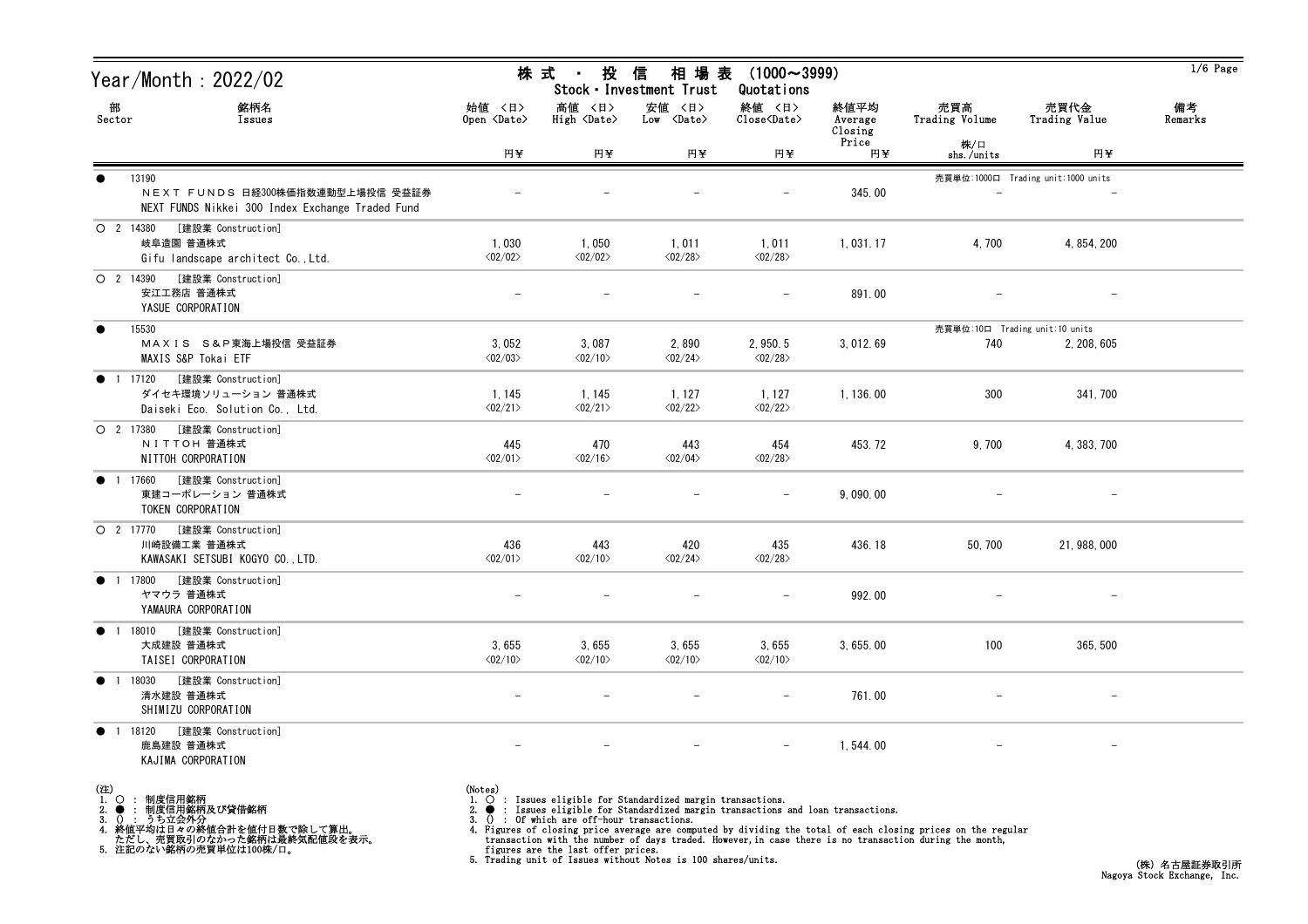# Year/Month : 2022/02

## 株式 ・ 投信 相場表 (1000～3999)
Stock・Investment Trust Quotations

| 部 Sector | 銘柄名 Issues | 始値 〈日〉 Open 〈Date〉 円¥ | 高値 〈日〉 High 〈Date〉 円¥ | 安値 〈日〉 Low 〈Date〉 円¥ | 終値 〈日〉 Close〈Date〉 円¥ | 終値平均 Average Closing Price 円¥ | 売買高 Trading Volume 株/口 shs./units | 売買代金 Trading Value 円¥ | 備考 Remarks |
|---|---|---|---|---|---|---|---|---|---|
| ● 13190 | ＮＥＸＴ ＦＵＮＤＳ 日経300株価指数連動型上場投信 受益証券 NEXT FUNDS Nikkei 300 Index Exchange Traded Fund | - | - | - | - | 345.00 | 売買単位:1000口 Trading unit:1000 units - | - | |
| ○ 2 14380 [建設業 Construction] | 岐阜造園 普通株式 Gifu landscape architect Co.,Ltd. | 1,030 〈02/02〉 | 1,050 〈02/02〉 | 1,011 〈02/28〉 | 1,011 〈02/28〉 | 1,031.17 | 4,700 | 4,854,200 | |
| ○ 2 14390 [建設業 Construction] | 安江工務店 普通株式 YASUE CORPORATION | - | - | - | - | 891.00 | - | - | |
| ● 15530 | ＭＡＸＩＳ Ｓ＆Ｐ東海上場投信 受益証券 MAXIS S&P Tokai ETF | 3,052 〈02/03〉 | 3,087 〈02/10〉 | 2,890 〈02/24〉 | 2,950.5 〈02/28〉 | 3,012.69 | 売買単位:10口 Trading unit:10 units 740 | 2,208,605 | |
| ● 1 17120 [建設業 Construction] | ダイセキ環境ソリューション 普通株式 Daiseki Eco. Solution Co., Ltd. | 1,145 〈02/21〉 | 1,145 〈02/21〉 | 1,127 〈02/22〉 | 1,127 〈02/22〉 | 1,136.00 | 300 | 341,700 | |
| ○ 2 17380 [建設業 Construction] | ＮＩＴＴＯＨ 普通株式 NITTOH CORPORATION | 445 〈02/01〉 | 470 〈02/16〉 | 443 〈02/04〉 | 454 〈02/28〉 | 453.72 | 9,700 | 4,383,700 | |
| ● 1 17660 [建設業 Construction] | 東建コーポレーション 普通株式 TOKEN CORPORATION | - | - | - | - | 9,090.00 | - | - | |
| ○ 2 17770 [建設業 Construction] | 川崎設備工業 普通株式 KAWASAKI SETSUBI KOGYO CO.,LTD. | 436 〈02/01〉 | 443 〈02/10〉 | 420 〈02/24〉 | 435 〈02/28〉 | 436.18 | 50,700 | 21,988,000 | |
| ● 1 17800 [建設業 Construction] | ヤマウラ 普通株式 YAMAURA CORPORATION | - | - | - | - | 992.00 | - | - | |
| ● 1 18010 [建設業 Construction] | 大成建設 普通株式 TAISEI CORPORATION | 3,655 〈02/10〉 | 3,655 〈02/10〉 | 3,655 〈02/10〉 | 3,655 〈02/10〉 | 3,655.00 | 100 | 365,500 | |
| ● 1 18030 [建設業 Construction] | 清水建設 普通株式 SHIMIZU CORPORATION | - | - | - | - | 761.00 | - | - | |
| ● 1 18120 [建設業 Construction] | 鹿島建設 普通株式 KAJIMA CORPORATION | - | - | - | - | 1,544.00 | - | - | |

(注)
1. ○ : 制度信用銘柄
2. ● : 制度信用銘柄及び貸借銘柄
3. () : うち立会外分
4. 終値平均は日々の終値合計を値付日数で除して算出。
   ただし、売買取引のなかった銘柄は最終気配値段を表示。
5. 注記のない銘柄の売買単位は100株/口。

(Notes)
1. ○ : Issues eligible for Standardized margin transactions.
2. ● : Issues eligible for Standardized margin transactions and loan transactions.
3. () : Of which are off-hour transactions.
4. Figures of closing price average are computed by dividing the total of each closing prices on the regular transaction with the number of days traded. However, in case there is no transaction during the month, figures are the last offer prices.
5. Trading unit of Issues without Notes is 100 shares/units.

(株) 名古屋証券取引所
Nagoya Stock Exchange, Inc.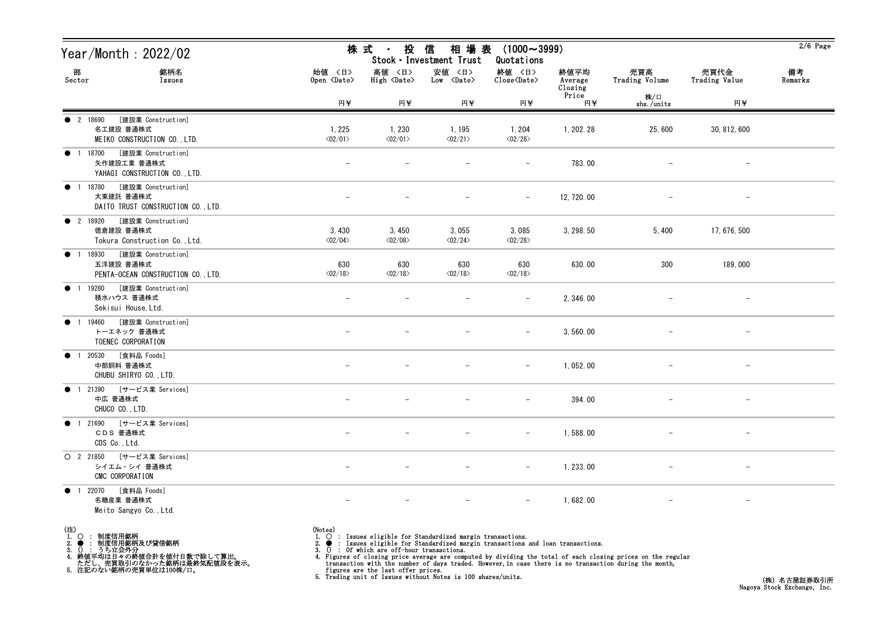# Year/Month : 2022/02

## 株式 ・ 投信 相場表 (1000～3999)
Stock・Investment Trust Quotations

| 部 Sector | 銘柄名 Issues | 始値 <日> Open <Date> 円¥ | 高値 <日> High <Date> 円¥ | 安値 <日> Low <Date> 円¥ | 終値 <日> Close<Date> 円¥ | 終値平均 Average Closing Price 円¥ | 売買高 Trading Volume 株/口 shs./units | 売買代金 Trading Value 円¥ | 備考 Remarks |
|---|---|---|---|---|---|---|---|---|---|
| ● 2 18690 | [建設業 Construction] 名工建設 普通株式 MEIKO CONSTRUCTION CO.,LTD. | 1,225 <02/01> | 1,230 <02/01> | 1,195 <02/21> | 1,204 <02/28> | 1,202.28 | 25,600 | 30,812,600 | |
| ● 1 18700 | [建設業 Construction] 矢作建設工業 普通株式 YAHAGI CONSTRUCTION CO.,LTD. | - | - | - | - | 783.00 | - | - | |
| ● 1 18780 | [建設業 Construction] 大東建託 普通株式 DAITO TRUST CONSTRUCTION CO.,LTD. | - | - | - | - | 12,720.00 | - | - | |
| ● 2 18920 | [建設業 Construction] 徳倉建設 普通株式 Tokura Construction Co.,Ltd. | 3,430 <02/04> | 3,450 <02/08> | 3,055 <02/24> | 3,085 <02/28> | 3,298.50 | 5,400 | 17,676,500 | |
| ● 1 18930 | [建設業 Construction] 五洋建設 普通株式 PENTA-OCEAN CONSTRUCTION CO.,LTD. | 630 <02/18> | 630 <02/18> | 630 <02/18> | 630 <02/18> | 630.00 | 300 | 189,000 | |
| ● 1 19280 | [建設業 Construction] 積水ハウス 普通株式 Sekisui House,Ltd. | - | - | - | - | 2,346.00 | - | - | |
| ● 1 19460 | [建設業 Construction] トーエネック 普通株式 TOENEC CORPORATION | - | - | - | - | 3,560.00 | - | - | |
| ● 1 20530 | [食料品 Foods] 中部飼料 普通株式 CHUBU SHIRYO CO.,LTD. | - | - | - | - | 1,052.00 | - | - | |
| ● 1 21390 | [サービス業 Services] 中広 普通株式 CHUCO CO.,LTD. | - | - | - | - | 394.00 | - | - | |
| ● 1 21690 | [サービス業 Services] ＣＤＳ 普通株式 CDS Co.,Ltd. | - | - | - | - | 1,588.00 | - | - | |
| ○ 2 21850 | [サービス業 Services] シイエム・シイ 普通株式 CMC CORPORATION | - | - | - | - | 1,233.00 | - | - | |
| ● 1 22070 | [食料品 Foods] 名糖産業 普通株式 Meito Sangyo Co.,Ltd. | - | - | - | - | 1,682.00 | - | - | |

(注)
1. ○ : 制度信用銘柄
2. ● : 制度信用銘柄及び貸借銘柄
3. () : うち立会外分
4. 終値平均は日々の終値合計を値付日数で除して算出。
   ただし、売買取引のなかった銘柄は最終気配値段を表示。
5. 注記のない銘柄の売買単位は100株/口。

(Notes)
1. ○ : Issues eligible for Standardized margin transactions.
2. ● : Issues eligible for Standardized margin transactions and loan transactions.
3. () : Of which are off-hour transactions.
4. Figures of closing price average are computed by dividing the total of each closing prices on the regular transaction with the number of days traded. However,in case there is no transaction during the month, figures are the last offer prices.
5. Trading unit of Issues without Notes is 100 shares/units.

(株) 名古屋証券取引所
Nagoya Stock Exchange, Inc.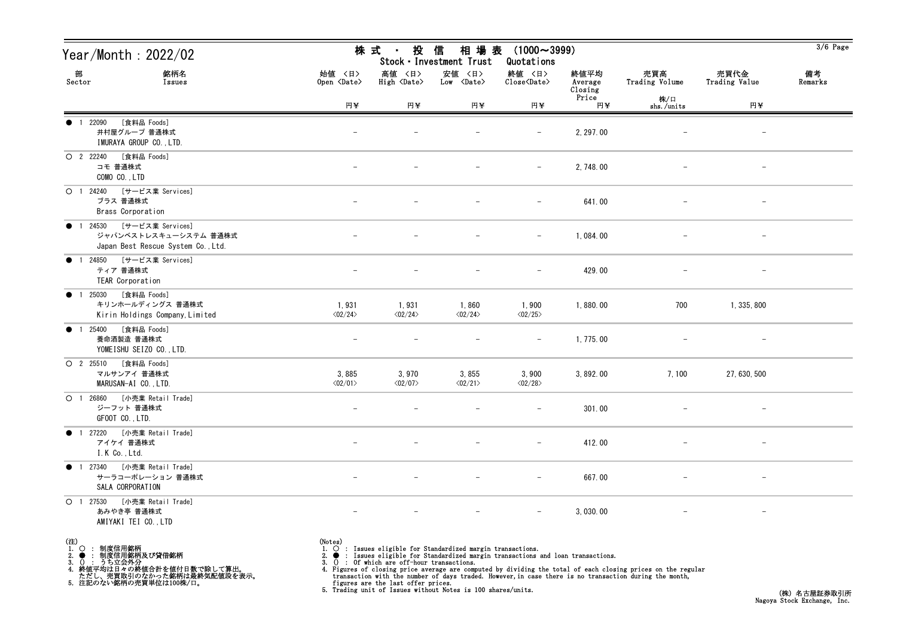# Year/Month : 2022/02

## 株式 ・ 投信 相場表 (1000～3999)
Stock・Investment Trust Quotations

| 部 Sector | 銘柄名 Issues | 始値 <日> Open <Date> 円¥ | 高値 <日> High <Date> 円¥ | 安値 <日> Low <Date> 円¥ | 終値 <日> Close<Date> 円¥ | 終値平均 Average Closing Price 円¥ | 売買高 Trading Volume 株/口 shs./units | 売買代金 Trading Value 円¥ | 備考 Remarks |
|---|---|---|---|---|---|---|---|---|---|
| ● 1 | 22090 [食料品 Foods] 井村屋グループ 普通株式 IMURAYA GROUP CO.,LTD. | − | − | − | − | 2,297.00 | − | − | |
| ○ 2 | 22240 [食料品 Foods] コモ 普通株式 COMO CO.,LTD | − | − | − | − | 2,748.00 | − | − | |
| ○ 1 | 24240 [サービス業 Services] ブラス 普通株式 Brass Corporation | − | − | − | − | 641.00 | − | − | |
| ● 1 | 24530 [サービス業 Services] ジャパンベストレスキューシステム 普通株式 Japan Best Rescue System Co.,Ltd. | − | − | − | − | 1,084.00 | − | − | |
| ● 1 | 24850 [サービス業 Services] ティア 普通株式 TEAR Corporation | − | − | − | − | 429.00 | − | − | |
| ● 1 | 25030 [食料品 Foods] キリンホールディングス 普通株式 Kirin Holdings Company,Limited | 1,931 <02/24> | 1,931 <02/24> | 1,860 <02/24> | 1,900 <02/25> | 1,880.00 | 700 | 1,335,800 | |
| ● 1 | 25400 [食料品 Foods] 養命酒製造 普通株式 YOMEISHU SEIZO CO.,LTD. | − | − | − | − | 1,775.00 | − | − | |
| ○ 2 | 25510 [食料品 Foods] マルサンアイ 普通株式 MARUSAN-AI CO.,LTD. | 3,885 <02/01> | 3,970 <02/07> | 3,855 <02/21> | 3,900 <02/28> | 3,892.00 | 7,100 | 27,630,500 | |
| ○ 1 | 26860 [小売業 Retail Trade] ジーフット 普通株式 GFOOT CO.,LTD. | − | − | − | − | 301.00 | − | − | |
| ● 1 | 27220 [小売業 Retail Trade] アイケイ 普通株式 I.K Co.,Ltd. | − | − | − | − | 412.00 | − | − | |
| ● 1 | 27340 [小売業 Retail Trade] サーラコーポレーション 普通株式 SALA CORPORATION | − | − | − | − | 667.00 | − | − | |
| ○ 1 | 27530 [小売業 Retail Trade] あみやき亭 普通株式 AMIYAKI TEI CO.,LTD | − | − | − | − | 3,030.00 | − | − | |

(注)
1. ○ : 制度信用銘柄
2. ● : 制度信用銘柄及び貸借銘柄
3. () : うち立会外分
4. 終値平均は日々の終値合計を値付日数で除して算出。
   ただし、売買取引のなかった銘柄は最終気配値段を表示。
5. 注記のない銘柄の売買単位は100株/口。

(Notes)
1. ○ : Issues eligible for Standardized margin transactions.
2. ● : Issues eligible for Standardized margin transactions and loan transactions.
3. () : Of which are off-hour transactions.
4. Figures of closing price average are computed by dividing the total of each closing prices on the regular transaction with the number of days traded. However, in case there is no transaction during the month, figures are the last offer prices.
5. Trading unit of Issues without Notes is 100 shares/units.

(株) 名古屋証券取引所
Nagoya Stock Exchange, Inc.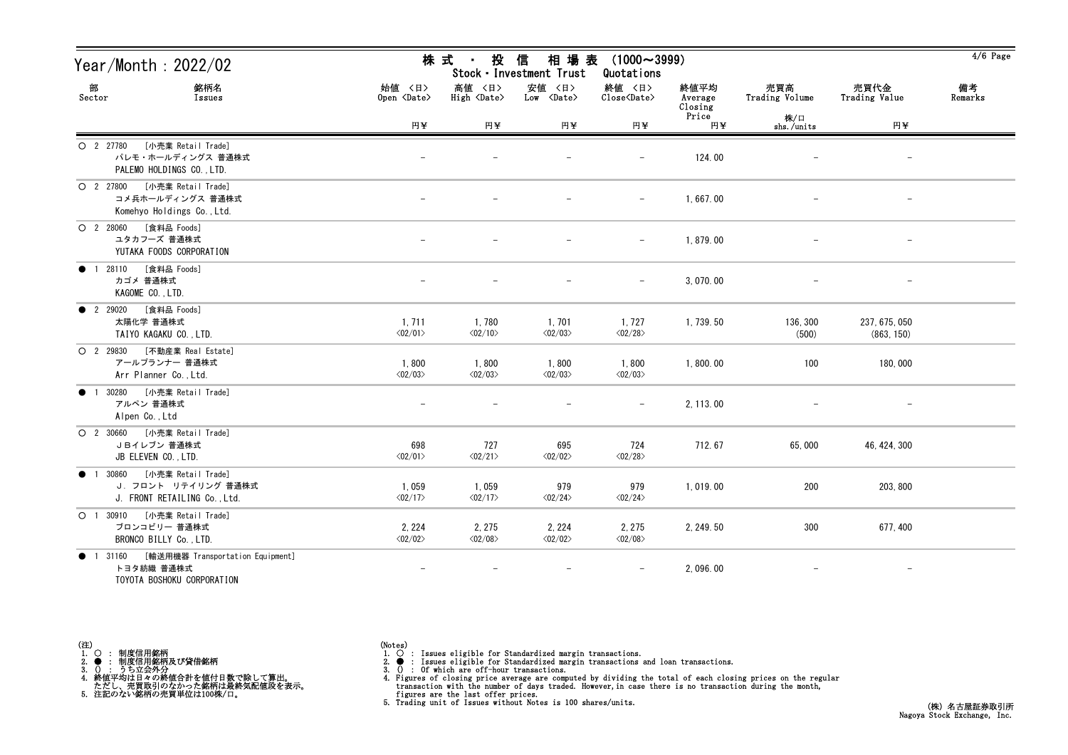# Year/Month : 2022/02

## 株式 ・ 投信 相場表 (1000～3999)
## Stock・Investment Trust Quotations

| 部 Sector | 銘柄名 Issues | 始値 〈日〉 Open 〈Date〉 円¥ | 高値 〈日〉 High 〈Date〉 円¥ | 安値 〈日〉 Low 〈Date〉 円¥ | 終値 〈日〉 Close〈Date〉 円¥ | 終値平均 Average Closing Price 円¥ | 売買高 Trading Volume 株/口 shs./units | 売買代金 Trading Value 円¥ | 備考 Remarks |
|---|---|---|---|---|---|---|---|---|---|
| ○ 2 27780 | [小売業 Retail Trade] パレモ・ホールディングス 普通株式 PALEMO HOLDINGS CO.,LTD. | － | － | － | － | 124.00 | － | － | |
| ○ 2 27800 | [小売業 Retail Trade] コメ兵ホールディングス 普通株式 Komehyo Holdings Co.,Ltd. | － | － | － | － | 1,667.00 | － | － | |
| ○ 2 28060 | [食料品 Foods] ユタカフーズ 普通株式 YUTAKA FOODS CORPORATION | － | － | － | － | 1,879.00 | － | － | |
| ● 1 28110 | [食料品 Foods] カゴメ 普通株式 KAGOME CO.,LTD. | － | － | － | － | 3,070.00 | － | － | |
| ● 2 29020 | [食料品 Foods] 太陽化学 普通株式 TAIYO KAGAKU CO.,LTD. | 1,711 〈02/01〉 | 1,780 〈02/10〉 | 1,701 〈02/03〉 | 1,727 〈02/28〉 | 1,739.50 | 136,300 (500) | 237,675,050 (863,150) | |
| ○ 2 29830 | [不動産業 Real Estate] アールプランナー 普通株式 Arr Planner Co.,Ltd. | 1,800 〈02/03〉 | 1,800 〈02/03〉 | 1,800 〈02/03〉 | 1,800 〈02/03〉 | 1,800.00 | 100 | 180,000 | |
| ● 1 30280 | [小売業 Retail Trade] アルペン 普通株式 Alpen Co.,Ltd | － | － | － | － | 2,113.00 | － | － | |
| ○ 2 30660 | [小売業 Retail Trade] ＪＢイレブン 普通株式 JB ELEVEN CO.,LTD. | 698 〈02/01〉 | 727 〈02/21〉 | 695 〈02/02〉 | 724 〈02/28〉 | 712.67 | 65,000 | 46,424,300 | |
| ● 1 30860 | [小売業 Retail Trade] Ｊ．フロント リテイリング 普通株式 J. FRONT RETAILING Co.,Ltd. | 1,059 〈02/17〉 | 1,059 〈02/17〉 | 979 〈02/24〉 | 979 〈02/24〉 | 1,019.00 | 200 | 203,800 | |
| ○ 1 30910 | [小売業 Retail Trade] ブロンコビリー 普通株式 BRONCO BILLY Co.,LTD. | 2,224 〈02/02〉 | 2,275 〈02/08〉 | 2,224 〈02/02〉 | 2,275 〈02/08〉 | 2,249.50 | 300 | 677,400 | |
| ● 1 31160 | [輸送用機器 Transportation Equipment] トヨタ紡織 普通株式 TOYOTA BOSHOKU CORPORATION | － | － | － | － | 2,096.00 | － | － | |

(注)
1. ○ : 制度信用銘柄
2. ● : 制度信用銘柄及び貸借銘柄
3. () : うち立会外分
4. 終値平均は日々の終値合計を値付日数で除して算出。
   ただし、売買取引のなかった銘柄は最終気配値段を表示。
5. 注記のない銘柄の売買単位は100株/口。

(Notes)
1. ○ : Issues eligible for Standardized margin transactions.
2. ● : Issues eligible for Standardized margin transactions and loan transactions.
3. () : Of which are off-hour transactions.
4. Figures of closing price average are computed by dividing the total of each closing prices on the regular transaction with the number of days traded. However, in case there is no transaction during the month, figures are the last offer prices.
5. Trading unit of Issues without Notes is 100 shares/units.

(株) 名古屋証券取引所
Nagoya Stock Exchange, Inc.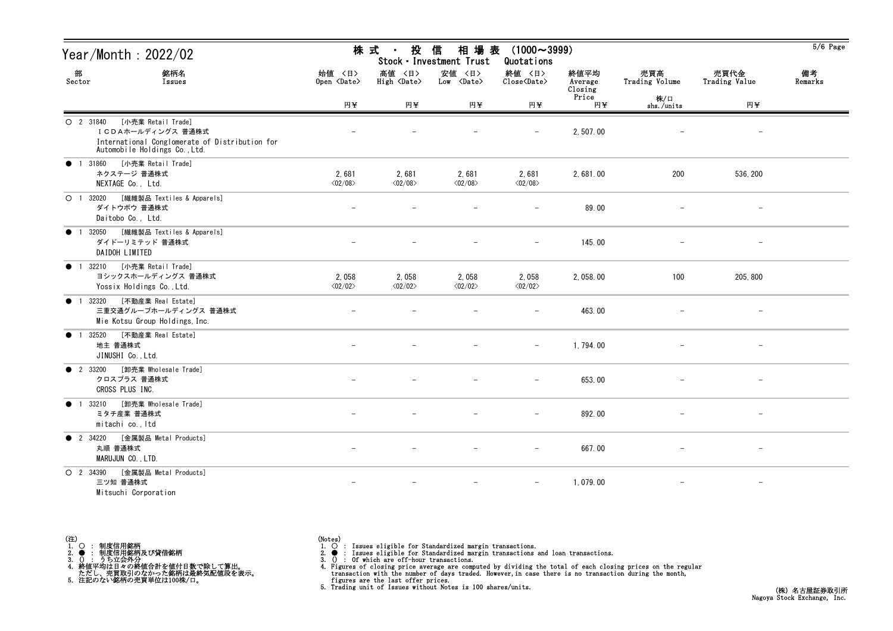# Year/Month : 2022/02

## 株式・投信 相場表 (1000～3999)
## Stock・Investment Trust Quotations

| 部 Sector | 銘柄名 Issues | 始値 <日> Open <Date> 円¥ | 高値 <日> High <Date> 円¥ | 安値 <日> Low <Date> 円¥ | 終値 <日> Close<Date> 円¥ | 終値平均 Average Closing Price 円¥ | 売買高 Trading Volume 株/口 shs./units | 売買代金 Trading Value 円¥ | 備考 Remarks |
|---|---|---|---|---|---|---|---|---|---|
| ○ 2 31840 | [小売業 Retail Trade] ＩＣＤＡホールディングス 普通株式 International Conglomerate of Distribution for Automobile Holdings Co.,Ltd. | - | - | - | - | 2,507.00 | - | - | |
| ● 1 31860 | [小売業 Retail Trade] ネクステージ 普通株式 NEXTAGE Co., Ltd. | 2,681 <02/08> | 2,681 <02/08> | 2,681 <02/08> | 2,681 <02/08> | 2,681.00 | 200 | 536,200 | |
| ○ 1 32020 | [繊維製品 Textiles & Apparels] ダイトウボウ 普通株式 Daitobo Co., Ltd. | - | - | - | - | 89.00 | - | - | |
| ● 1 32050 | [繊維製品 Textiles & Apparels] ダイドーリミテッド 普通株式 DAIDOH LIMITED | - | - | - | - | 145.00 | - | - | |
| ● 1 32210 | [小売業 Retail Trade] ヨシックスホールディングス 普通株式 Yossix Holdings Co.,Ltd. | 2,058 <02/02> | 2,058 <02/02> | 2,058 <02/02> | 2,058 <02/02> | 2,058.00 | 100 | 205,800 | |
| ● 1 32320 | [不動産業 Real Estate] 三重交通グループホールディングス 普通株式 Mie Kotsu Group Holdings,Inc. | - | - | - | - | 463.00 | - | - | |
| ● 1 32520 | [不動産業 Real Estate] 地主 普通株式 JINUSHI Co.,Ltd. | - | - | - | - | 1,794.00 | - | - | |
| ● 2 33200 | [卸売業 Wholesale Trade] クロスプラス 普通株式 CROSS PLUS INC. | - | - | - | - | 653.00 | - | - | |
| ● 1 33210 | [卸売業 Wholesale Trade] ミタチ産業 普通株式 mitachi co.,ltd | - | - | - | - | 892.00 | - | - | |
| ● 2 34220 | [金属製品 Metal Products] 丸順 普通株式 MARUJUN CO.,LTD. | - | - | - | - | 667.00 | - | - | |
| ○ 2 34390 | [金属製品 Metal Products] 三ツ知 普通株式 Mitsuchi Corporation | - | - | - | - | 1,079.00 | - | - | |

(注)
1. ○ ： 制度信用銘柄
2. ● ： 制度信用銘柄及び貸借銘柄
3. () ： うち立会外分
4. 終値平均は日々の終値合計を値付日数で除して算出。
   ただし、売買取引のなかった銘柄は最終気配値段を表示。
5. 注記のない銘柄の売買単位は100株/口。

(Notes)
1. ○ : Issues eligible for Standardized margin transactions.
2. ● : Issues eligible for Standardized margin transactions and loan transactions.
3. () : Of which are off-hour transactions.
4. Figures of closing price average are computed by dividing the total of each closing prices on the regular transaction with the number of days traded. However,in case there is no transaction during the month, figures are the last offer prices.
5. Trading unit of Issues without Notes is 100 shares/units.

(株) 名古屋証券取引所
Nagoya Stock Exchange, Inc.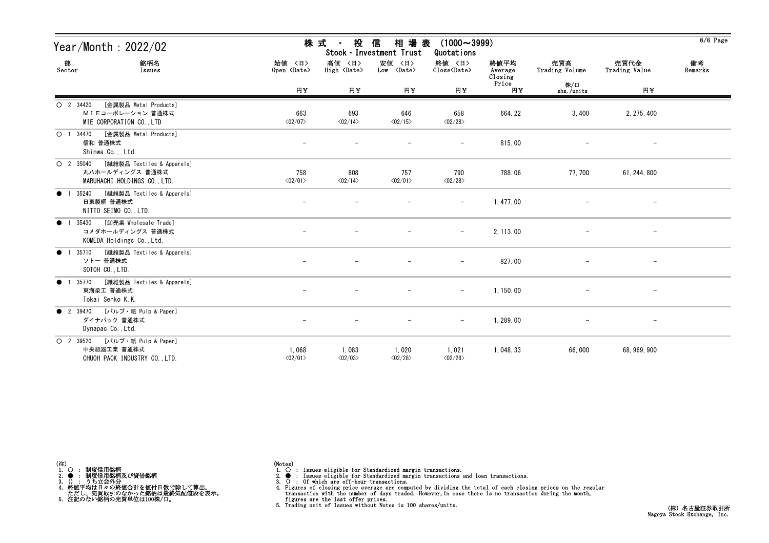# Year/Month : 2022/02

## 株式 ・ 投信 相場表 (1000～3999)
Stock・Investment Trust Quotations

| 部 Sector | 銘柄名 Issues | 始値 <日> Open <Date> 円¥ | 高値 <日> High <Date> 円¥ | 安値 <日> Low <Date> 円¥ | 終値 <日> Close<Date> 円¥ | 終値平均 Average Closing Price 円¥ | 売買高 Trading Volume 株/口 shs./units | 売買代金 Trading Value 円¥ | 備考 Remarks |
|---|---|---|---|---|---|---|---|---|---|
| ○ 2 34420 | [金属製品 Metal Products] ＭＩＥコーポレーション 普通株式 MIE CORPORATION CO.,LTD | 663 <02/07> | 693 <02/14> | 646 <02/15> | 658 <02/28> | 664.22 | 3,400 | 2,275,400 | |
| ○ 1 34470 | [金属製品 Metal Products] 信和 普通株式 Shinwa Co., Ltd. | - | - | - | - | 815.00 | - | - | |
| ○ 2 35040 | [繊維製品 Textiles & Apparels] 丸八ホールディングス 普通株式 MARUHACHI HOLDINGS CO.,LTD. | 758 <02/01> | 808 <02/14> | 757 <02/01> | 790 <02/28> | 788.06 | 77,700 | 61,244,800 | |
| ● 1 35240 | [繊維製品 Textiles & Apparels] 日東製網 普通株式 NITTO SEIMO CO.,LTD. | - | - | - | - | 1,477.00 | - | - | |
| ● 1 35430 | [卸売業 Wholesale Trade] コメダホールディングス 普通株式 KOMEDA Holdings Co.,Ltd. | - | - | - | - | 2,113.00 | - | - | |
| ● 1 35710 | [繊維製品 Textiles & Apparels] ソトー 普通株式 SOTOH CO.,LTD. | - | - | - | - | 827.00 | - | - | |
| ● 1 35770 | [繊維製品 Textiles & Apparels] 東海染工 普通株式 Tokai Senko K.K. | - | - | - | - | 1,150.00 | - | - | |
| ● 2 39470 | [パルプ・紙 Pulp & Paper] ダイナパック 普通株式 Dynapac Co.,Ltd. | - | - | - | - | 1,289.00 | - | - | |
| ○ 2 39520 | [パルプ・紙 Pulp & Paper] 中央紙器工業 普通株式 CHUOH PACK INDUSTRY CO.,LTD. | 1,068 <02/01> | 1,083 <02/03> | 1,020 <02/28> | 1,021 <02/28> | 1,048.33 | 66,000 | 68,969,900 | |

(注)
1. ○ : 制度信用銘柄
2. ● : 制度信用銘柄及び貸借銘柄
3. () : うち立会外分
4. 終値平均は日々の終値合計を値付日数で除して算出。
   ただし、売買取引のなかった銘柄は最終気配値段を表示。
5. 注記のない銘柄の売買単位は100株/口。

(Notes)
1. ○ : Issues eligible for Standardized margin transactions.
2. ● : Issues eligible for Standardized margin transactions and loan transactions.
3. () : Of which are off-hour transactions.
4. Figures of closing price average are computed by dividing the total of each closing prices on the regular transaction with the number of days traded. However, in case there is no transaction during the month, figures are the last offer prices.
5. Trading unit of Issues without Notes is 100 shares/units.

(株) 名古屋証券取引所
Nagoya Stock Exchange, Inc.